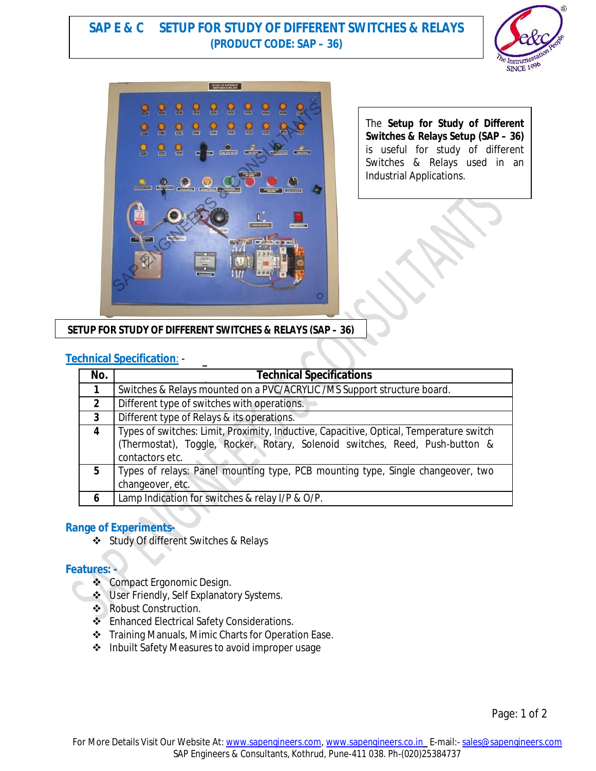# SAP E & C SETUP FOR STUDY OF DIFFERENT SWITCHES & RELAYS

**(PRODUCT CODE: SAP – 36)**

The **Setup for Study of Different Switches & Relays Setup (SAP – 36)** is useful for study of different Switches & Relays used in an Industrial Applications.

**SETUP FOR STUDY OF DIFFERENT SWITCHES & RELAYS (SAP – 36)**

## Technical Specification: -

| No. | Technical Specifications |
|---|---|
| 1 | Switches & Relays mounted on a PVC/ACRYLIC/MS Support structure board. |
| 2 | Different type of switches with operations. |
| 3 | Different type of Relays & its operations. |
| 4 | Types of switches: Limit, Proximity, Inductive, Capacitive, Optical, Temperature switch (Thermostat), Toggle, Rocker, Rotary, Solenoid switches, Reed, Push-button & contactors etc. |
| 5 | Types of relays: Panel mounting type, PCB mounting type, Single changeover, two changeover, etc. |
| 6 | Lamp Indication for switches & relay I/P & O/P. |

## Range of Experiments-

- Study Of different Switches & Relays

## Features: -

- Compact Ergonomic Design.
- User Friendly, Self Explanatory Systems.
- Robust Construction.
- Enhanced Electrical Safety Considerations.
- Training Manuals, Mimic Charts for Operation Ease.
- Inbuilt Safety Measures to avoid improper usage

For More Details Visit Our Website At: www.sapengineers.com, www.sapengineers.co.in E-mail:- sales@sapengineers.com
SAP Engineers & Consultants, Kothrud, Pune-411 038. Ph-(020)25384737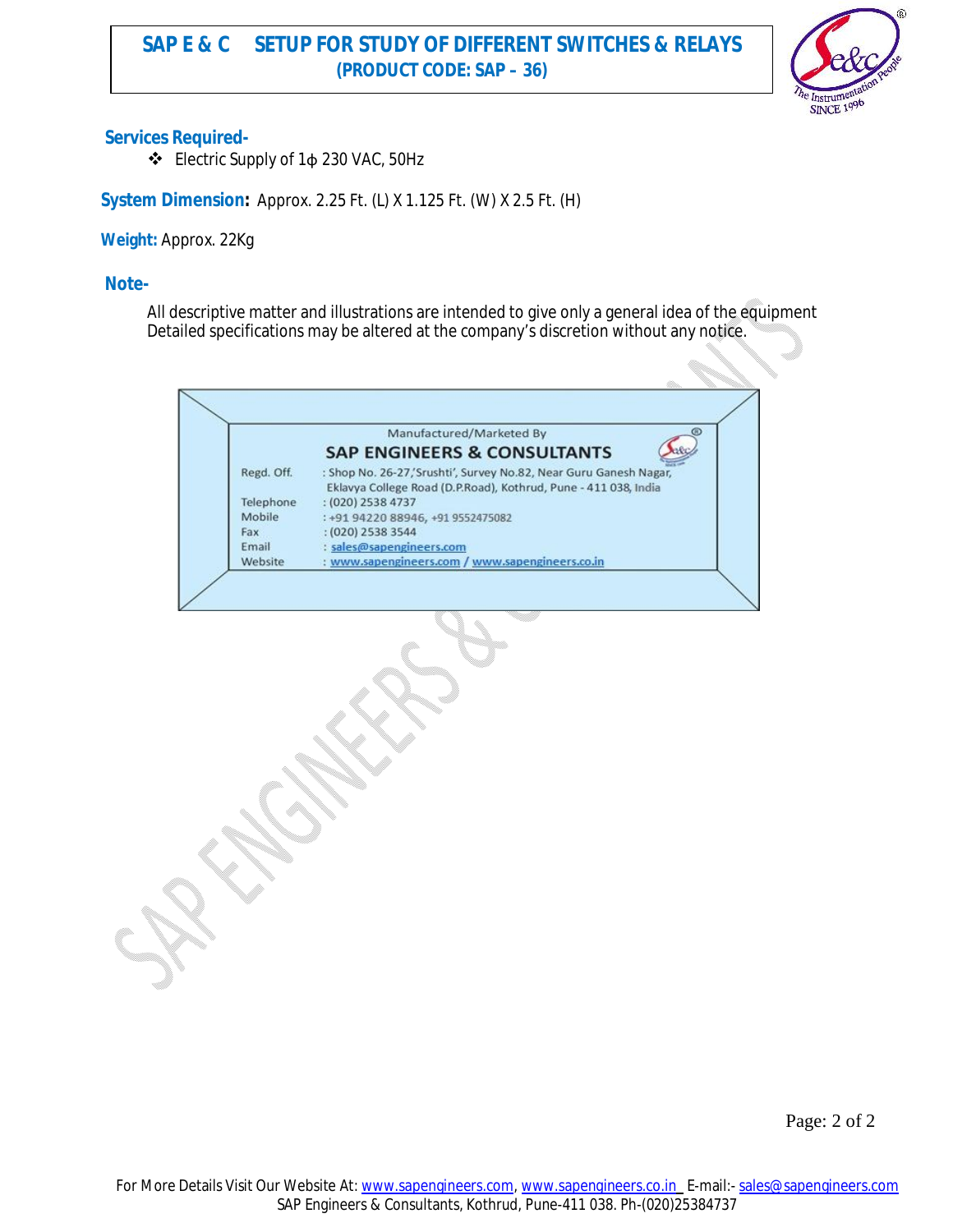## Services Required-

- Electric Supply of 1ф 230 VAC, 50Hz

**System Dimension:** Approx. 2.25 Ft. (L) X 1.125 Ft. (W) X 2.5 Ft. (H)

**Weight:** Approx. 22Kg

## Note-

All descriptive matter and illustrations are intended to give only a general idea of the equipment
Detailed specifications may be altered at the company's discretion without any notice.

Manufactured/Marketed By

**SAP ENGINEERS & CONSULTANTS**

| | |
|---|---|
| Regd. Off. | : Shop No. 26-27,'Srushti', Survey No.82, Near Guru Ganesh Nagar, Eklavya College Road (D.P.Road), Kothrud, Pune - 411 038, India |
| Telephone | : (020) 2538 4737 |
| Mobile | : +91 94220 88946, +91 9552475082 |
| Fax | : (020) 2538 3544 |
| Email | : sales@sapengineers.com |
| Website | : www.sapengineers.com / www.sapengineers.co.in |